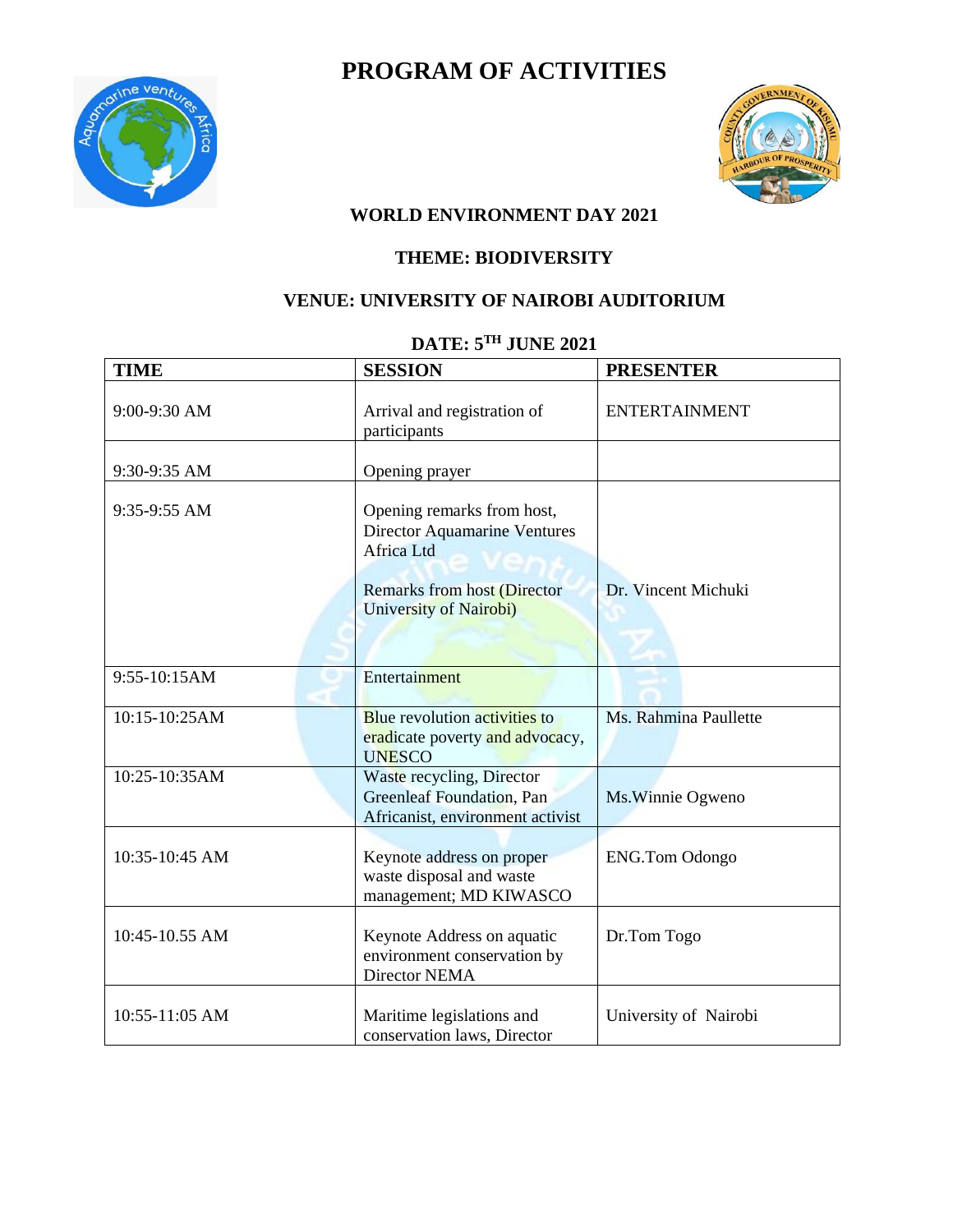# PROGRAM OF ACTIVITIES

**WORLD ENVIRONMENT DAY 2021**

**THEME: BIODIVERSITY**

**VENUE: UNIVERSITY OF NAIROBI AUDITORIUM**

**DATE: 5TH JUNE 2021**

| TIME | SESSION | PRESENTER |
|---|---|---|
| 9:00-9:30 AM | Arrival and registration of participants | ENTERTAINMENT |
| 9:30-9:35 AM | Opening prayer | |
| 9:35-9:55 AM | Opening remarks from host, Director Aquamarine Ventures Africa Ltd<br><br>Remarks from host (Director University of Nairobi) | Dr. Vincent Michuki |
| 9:55-10:15AM | Entertainment | |
| 10:15-10:25AM | Blue revolution activities to eradicate poverty and advocacy, UNESCO | Ms. Rahmina Paullette |
| 10:25-10:35AM | Waste recycling, Director Greenleaf Foundation, Pan Africanist, environment activist | Ms.Winnie Ogweno |
| 10:35-10:45 AM | Keynote address on proper waste disposal and waste management; MD KIWASCO | ENG.Tom Odongo |
| 10:45-10.55 AM | Keynote Address on aquatic environment conservation by Director NEMA | Dr.Tom Togo |
| 10:55-11:05 AM | Maritime legislations and conservation laws, Director | University of Nairobi |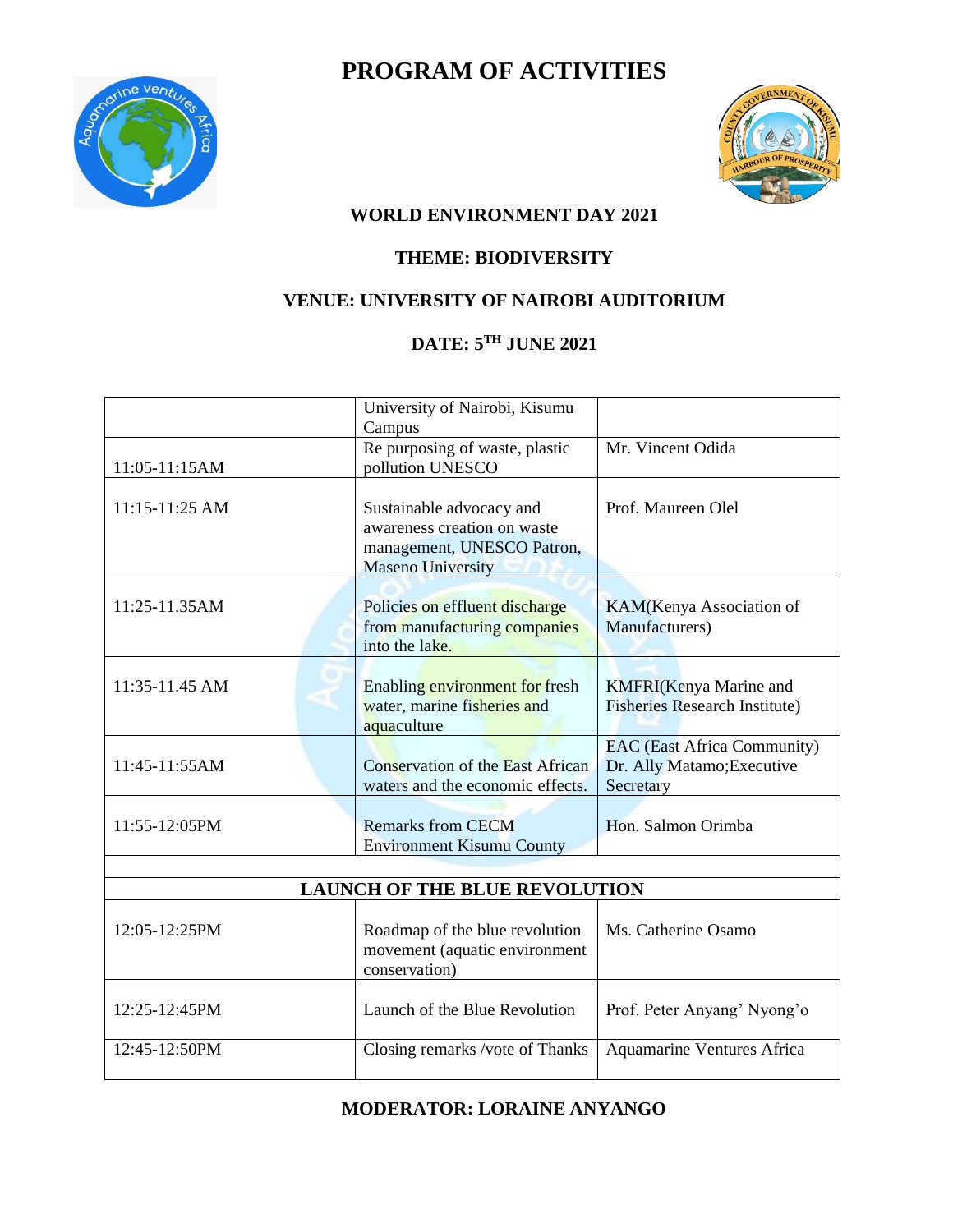# PROGRAM OF ACTIVITIES

**WORLD ENVIRONMENT DAY 2021**

**THEME: BIODIVERSITY**

**VENUE: UNIVERSITY OF NAIROBI AUDITORIUM**

**DATE: 5TH JUNE 2021**

| | | |
|---|---|---|
| | University of Nairobi, Kisumu Campus | |
| 11:05-11:15AM | Re purposing of waste, plastic pollution UNESCO | Mr. Vincent Odida |
| 11:15-11:25 AM | Sustainable advocacy and awareness creation on waste management, UNESCO Patron, Maseno University | Prof. Maureen Olel |
| 11:25-11.35AM | Policies on effluent discharge from manufacturing companies into the lake. | KAM(Kenya Association of Manufacturers) |
| 11:35-11.45 AM | Enabling environment for fresh water, marine fisheries and aquaculture | KMFRI(Kenya Marine and Fisheries Research Institute) |
| 11:45-11:55AM | Conservation of the East African waters and the economic effects. | EAC (East Africa Community) Dr. Ally Matamo;Executive Secretary |
| 11:55-12:05PM | Remarks from CECM Environment Kisumu County | Hon. Salmon Orimba |
| | | |
| **LAUNCH OF THE BLUE REVOLUTION** | | |
| 12:05-12:25PM | Roadmap of the blue revolution movement (aquatic environment conservation) | Ms. Catherine Osamo |
| 12:25-12:45PM | Launch of the Blue Revolution | Prof. Peter Anyang' Nyong'o |
| 12:45-12:50PM | Closing remarks /vote of Thanks | Aquamarine Ventures Africa |

**MODERATOR: LORAINE ANYANGO**